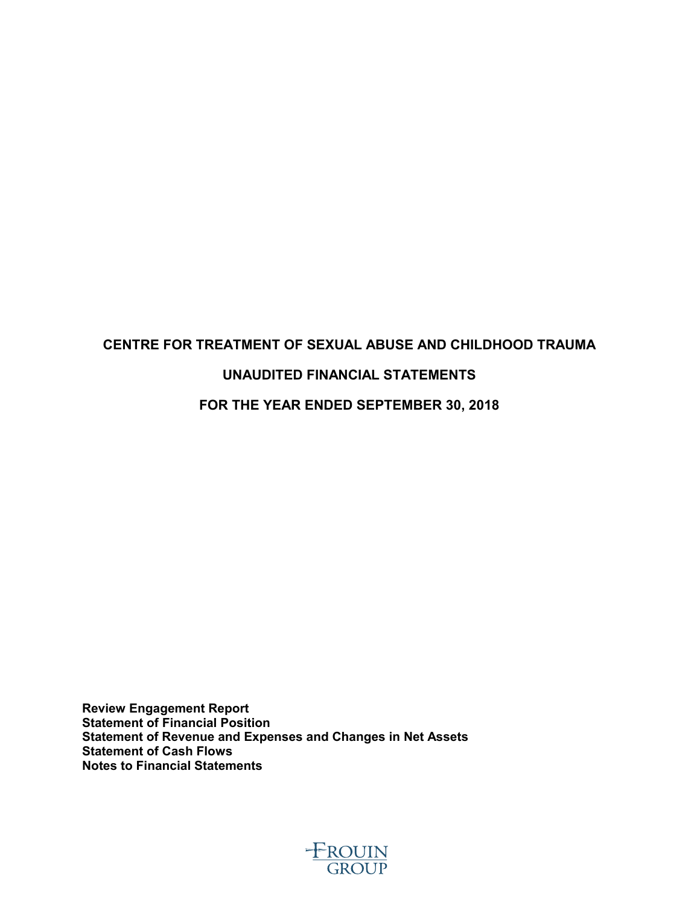# CENTRE FOR TREATMENT OF SEXUAL ABUSE AND CHILDHOOD TRAUMA

## UNAUDITED FINANCIAL STATEMENTS

## FOR THE YEAR ENDED SEPTEMBER 30, 2018

**Review Engagement Report**
**Statement of Financial Position**
**Statement of Revenue and Expenses and Changes in Net Assets**
**Statement of Cash Flows**
**Notes to Financial Statements**

FROUIN GROUP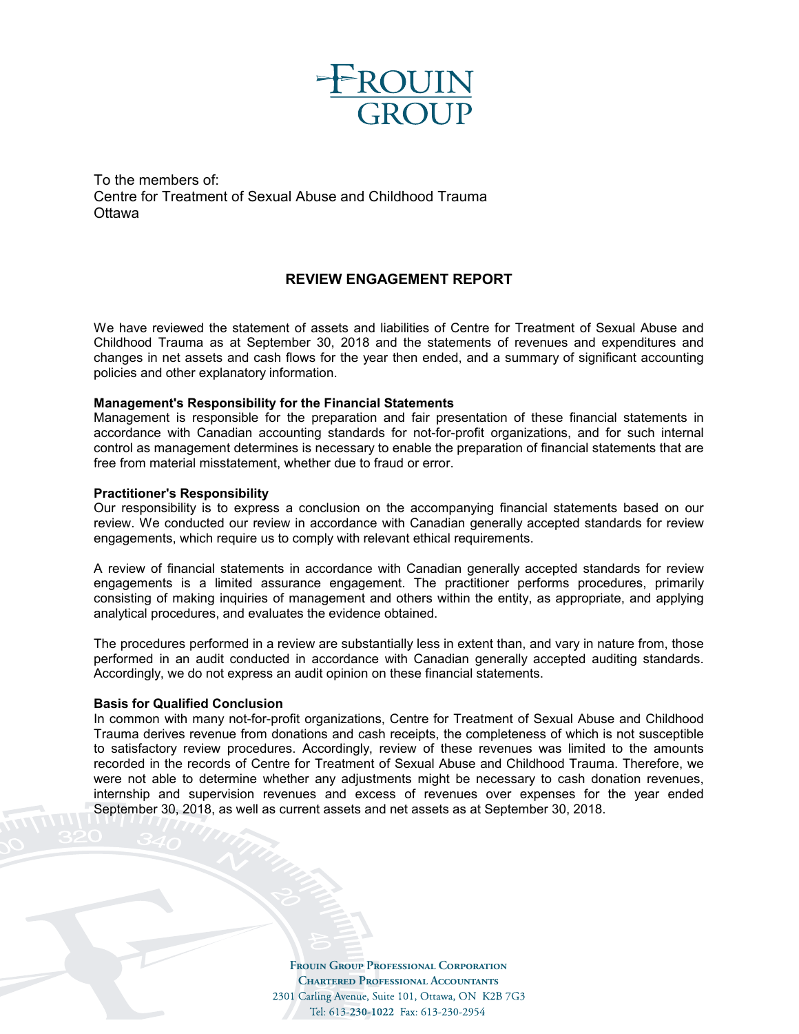FROUIN GROUP

To the members of:
Centre for Treatment of Sexual Abuse and Childhood Trauma
Ottawa

## REVIEW ENGAGEMENT REPORT

We have reviewed the statement of assets and liabilities of Centre for Treatment of Sexual Abuse and Childhood Trauma as at September 30, 2018 and the statements of revenues and expenditures and changes in net assets and cash flows for the year then ended, and a summary of significant accounting policies and other explanatory information.

**Management's Responsibility for the Financial Statements**
Management is responsible for the preparation and fair presentation of these financial statements in accordance with Canadian accounting standards for not-for-profit organizations, and for such internal control as management determines is necessary to enable the preparation of financial statements that are free from material misstatement, whether due to fraud or error.

**Practitioner's Responsibility**
Our responsibility is to express a conclusion on the accompanying financial statements based on our review. We conducted our review in accordance with Canadian generally accepted standards for review engagements, which require us to comply with relevant ethical requirements.

A review of financial statements in accordance with Canadian generally accepted standards for review engagements is a limited assurance engagement. The practitioner performs procedures, primarily consisting of making inquiries of management and others within the entity, as appropriate, and applying analytical procedures, and evaluates the evidence obtained.

The procedures performed in a review are substantially less in extent than, and vary in nature from, those performed in an audit conducted in accordance with Canadian generally accepted auditing standards. Accordingly, we do not express an audit opinion on these financial statements.

**Basis for Qualified Conclusion**
In common with many not-for-profit organizations, Centre for Treatment of Sexual Abuse and Childhood Trauma derives revenue from donations and cash receipts, the completeness of which is not susceptible to satisfactory review procedures. Accordingly, review of these revenues was limited to the amounts recorded in the records of Centre for Treatment of Sexual Abuse and Childhood Trauma. Therefore, we were not able to determine whether any adjustments might be necessary to cash donation revenues, internship and supervision revenues and excess of revenues over expenses for the year ended September 30, 2018, as well as current assets and net assets as at September 30, 2018.

FROUIN GROUP PROFESSIONAL CORPORATION
CHARTERED PROFESSIONAL ACCOUNTANTS
2301 Carling Avenue, Suite 101, Ottawa, ON K2B 7G3
Tel: 613-230-1022 Fax: 613-230-2954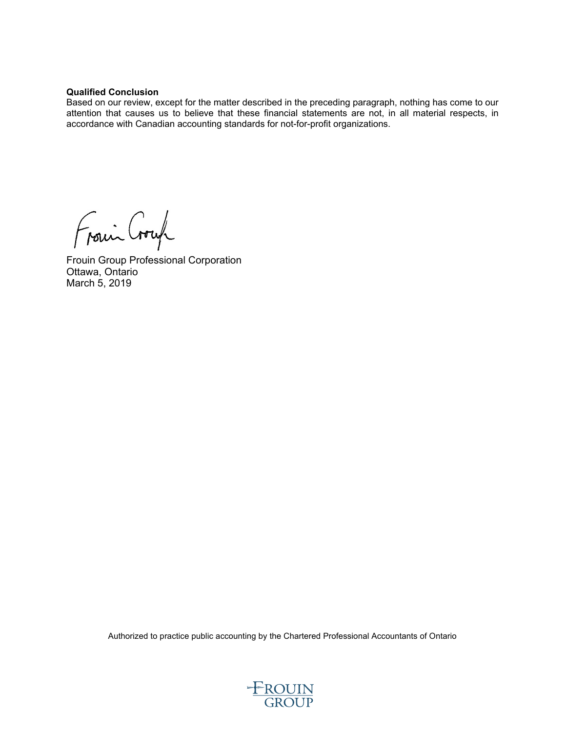**Qualified Conclusion**

Based on our review, except for the matter described in the preceding paragraph, nothing has come to our attention that causes us to believe that these financial statements are not, in all material respects, in accordance with Canadian accounting standards for not-for-profit organizations.

Frouin Group Professional Corporation
Ottawa, Ontario
March 5, 2019

Authorized to practice public accounting by the Chartered Professional Accountants of Ontario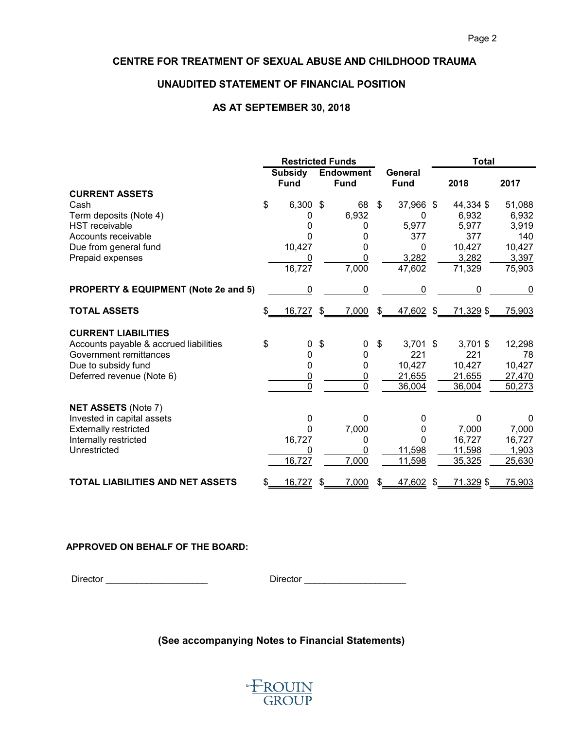# CENTRE FOR TREATMENT OF SEXUAL ABUSE AND CHILDHOOD TRAUMA

## UNAUDITED STATEMENT OF FINANCIAL POSITION

## AS AT SEPTEMBER 30, 2018

| | Restricted Funds | | | Total | |
|---|---|---|---|---|---|
| | Subsidy Fund | Endowment Fund | General Fund | 2018 | 2017 |
| **CURRENT ASSETS** | | | | | |
| Cash | $ 6,300 | $ 68 | $ 37,966 | $ 44,334 | $ 51,088 |
| Term deposits (Note 4) | 0 | 6,932 | 0 | 6,932 | 6,932 |
| HST receivable | 0 | 0 | 5,977 | 5,977 | 3,919 |
| Accounts receivable | 0 | 0 | 377 | 377 | 140 |
| Due from general fund | 10,427 | 0 | 0 | 10,427 | 10,427 |
| Prepaid expenses | 0 | 0 | 3,282 | 3,282 | 3,397 |
| | 16,727 | 7,000 | 47,602 | 71,329 | 75,903 |
| **PROPERTY & EQUIPMENT (Note 2e and 5)** | 0 | 0 | 0 | 0 | 0 |
| **TOTAL ASSETS** | $ 16,727 | $ 7,000 | $ 47,602 | $ 71,329 | $ 75,903 |
| **CURRENT LIABILITIES** | | | | | |
| Accounts payable & accrued liabilities | $ 0 | $ 0 | $ 3,701 | $ 3,701 | $ 12,298 |
| Government remittances | 0 | 0 | 221 | 221 | 78 |
| Due to subsidy fund | 0 | 0 | 10,427 | 10,427 | 10,427 |
| Deferred revenue (Note 6) | 0 | 0 | 21,655 | 21,655 | 27,470 |
| | 0 | 0 | 36,004 | 36,004 | 50,273 |
| **NET ASSETS** (Note 7) | | | | | |
| Invested in capital assets | 0 | 0 | 0 | 0 | 0 |
| Externally restricted | 0 | 7,000 | 0 | 7,000 | 7,000 |
| Internally restricted | 16,727 | 0 | 0 | 16,727 | 16,727 |
| Unrestricted | 0 | 0 | 11,598 | 11,598 | 1,903 |
| | 16,727 | 7,000 | 11,598 | 35,325 | 25,630 |
| **TOTAL LIABILITIES AND NET ASSETS** | $ 16,727 | $ 7,000 | $ 47,602 | $ 71,329 | $ 75,903 |

**APPROVED ON BEHALF OF THE BOARD:**

Director ____________________ Director ____________________

**(See accompanying Notes to Financial Statements)**

FROUIN GROUP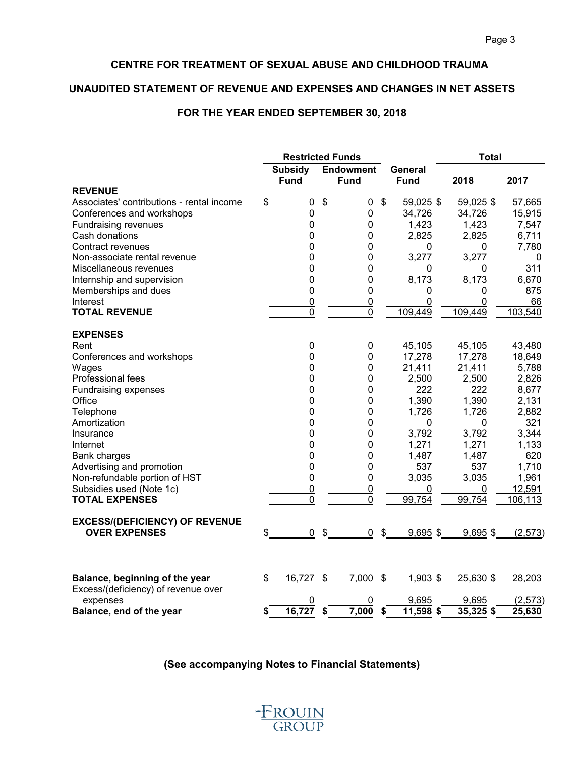## CENTRE FOR TREATMENT OF SEXUAL ABUSE AND CHILDHOOD TRAUMA

## UNAUDITED STATEMENT OF REVENUE AND EXPENSES AND CHANGES IN NET ASSETS

## FOR THE YEAR ENDED SEPTEMBER 30, 2018

| | Restricted Funds | | | Total | |
|---|---|---|---|---|---|
| | Subsidy Fund | Endowment Fund | General Fund | 2018 | 2017 |
| **REVENUE** | | | | | |
| Associates' contributions - rental income | $ 0 | $ 0 | $ 59,025 | $ 59,025 | $ 57,665 |
| Conferences and workshops | 0 | 0 | 34,726 | 34,726 | 15,915 |
| Fundraising revenues | 0 | 0 | 1,423 | 1,423 | 7,547 |
| Cash donations | 0 | 0 | 2,825 | 2,825 | 6,711 |
| Contract revenues | 0 | 0 | 0 | 0 | 7,780 |
| Non-associate rental revenue | 0 | 0 | 3,277 | 3,277 | 0 |
| Miscellaneous revenues | 0 | 0 | 0 | 0 | 311 |
| Internship and supervision | 0 | 0 | 8,173 | 8,173 | 6,670 |
| Memberships and dues | 0 | 0 | 0 | 0 | 875 |
| Interest | 0 | 0 | 0 | 0 | 66 |
| **TOTAL REVENUE** | 0 | 0 | 109,449 | 109,449 | 103,540 |
| **EXPENSES** | | | | | |
| Rent | 0 | 0 | 45,105 | 45,105 | 43,480 |
| Conferences and workshops | 0 | 0 | 17,278 | 17,278 | 18,649 |
| Wages | 0 | 0 | 21,411 | 21,411 | 5,788 |
| Professional fees | 0 | 0 | 2,500 | 2,500 | 2,826 |
| Fundraising expenses | 0 | 0 | 222 | 222 | 8,677 |
| Office | 0 | 0 | 1,390 | 1,390 | 2,131 |
| Telephone | 0 | 0 | 1,726 | 1,726 | 2,882 |
| Amortization | 0 | 0 | 0 | 0 | 321 |
| Insurance | 0 | 0 | 3,792 | 3,792 | 3,344 |
| Internet | 0 | 0 | 1,271 | 1,271 | 1,133 |
| Bank charges | 0 | 0 | 1,487 | 1,487 | 620 |
| Advertising and promotion | 0 | 0 | 537 | 537 | 1,710 |
| Non-refundable portion of HST | 0 | 0 | 3,035 | 3,035 | 1,961 |
| Subsidies used (Note 1c) | 0 | 0 | 0 | 0 | 12,591 |
| **TOTAL EXPENSES** | 0 | 0 | 99,754 | 99,754 | 106,113 |
| **EXCESS/(DEFICIENCY) OF REVENUE OVER EXPENSES** | $ 0 | $ 0 | $ 9,695 | $ 9,695 | $ (2,573) |
| **Balance, beginning of the year** | $ 16,727 | $ 7,000 | $ 1,903 | $ 25,630 | $ 28,203 |
| Excess/(deficiency) of revenue over expenses | 0 | 0 | 9,695 | 9,695 | (2,573) |
| **Balance, end of the year** | **$ 16,727** | **$ 7,000** | **$ 11,598** | **$ 35,325** | **$ 25,630** |

**(See accompanying Notes to Financial Statements)**

FROUIN GROUP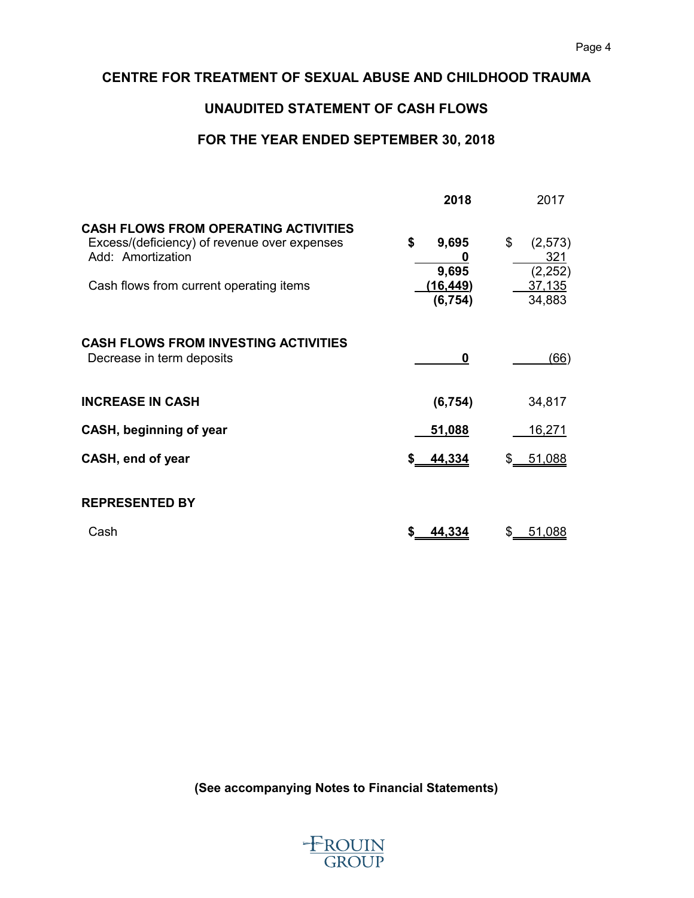# CENTRE FOR TREATMENT OF SEXUAL ABUSE AND CHILDHOOD TRAUMA

## UNAUDITED STATEMENT OF CASH FLOWS

## FOR THE YEAR ENDED SEPTEMBER 30, 2018

| | **2018** | 2017 |
|---|---|---|
| **CASH FLOWS FROM OPERATING ACTIVITIES** | | |
| Excess/(deficiency) of revenue over expenses | **$ 9,695** | $ (2,573) |
| Add: Amortization | **0** | 321 |
| | **9,695** | (2,252) |
| Cash flows from current operating items | **(16,449)** | 37,135 |
| | **(6,754)** | 34,883 |
| **CASH FLOWS FROM INVESTING ACTIVITIES** | | |
| Decrease in term deposits | **0** | (66) |
| **INCREASE IN CASH** | **(6,754)** | 34,817 |
| **CASH, beginning of year** | **51,088** | 16,271 |
| **CASH, end of year** | **$ 44,334** | $ 51,088 |
| **REPRESENTED BY** | | |
| Cash | **$ 44,334** | $ 51,088 |

**(See accompanying Notes to Financial Statements)**

FROUIN GROUP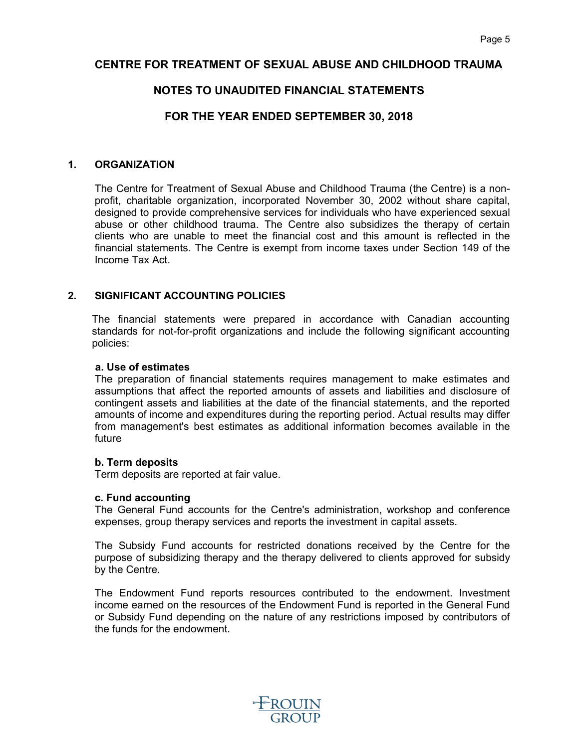# CENTRE FOR TREATMENT OF SEXUAL ABUSE AND CHILDHOOD TRAUMA

## NOTES TO UNAUDITED FINANCIAL STATEMENTS

## FOR THE YEAR ENDED SEPTEMBER 30, 2018

### 1. ORGANIZATION

The Centre for Treatment of Sexual Abuse and Childhood Trauma (the Centre) is a non-profit, charitable organization, incorporated November 30, 2002 without share capital, designed to provide comprehensive services for individuals who have experienced sexual abuse or other childhood trauma. The Centre also subsidizes the therapy of certain clients who are unable to meet the financial cost and this amount is reflected in the financial statements. The Centre is exempt from income taxes under Section 149 of the Income Tax Act.

### 2. SIGNIFICANT ACCOUNTING POLICIES

The financial statements were prepared in accordance with Canadian accounting standards for not-for-profit organizations and include the following significant accounting policies:

**a. Use of estimates**
The preparation of financial statements requires management to make estimates and assumptions that affect the reported amounts of assets and liabilities and disclosure of contingent assets and liabilities at the date of the financial statements, and the reported amounts of income and expenditures during the reporting period. Actual results may differ from management's best estimates as additional information becomes available in the future

**b. Term deposits**
Term deposits are reported at fair value.

**c. Fund accounting**
The General Fund accounts for the Centre's administration, workshop and conference expenses, group therapy services and reports the investment in capital assets.

The Subsidy Fund accounts for restricted donations received by the Centre for the purpose of subsidizing therapy and the therapy delivered to clients approved for subsidy by the Centre.

The Endowment Fund reports resources contributed to the endowment. Investment income earned on the resources of the Endowment Fund is reported in the General Fund or Subsidy Fund depending on the nature of any restrictions imposed by contributors of the funds for the endowment.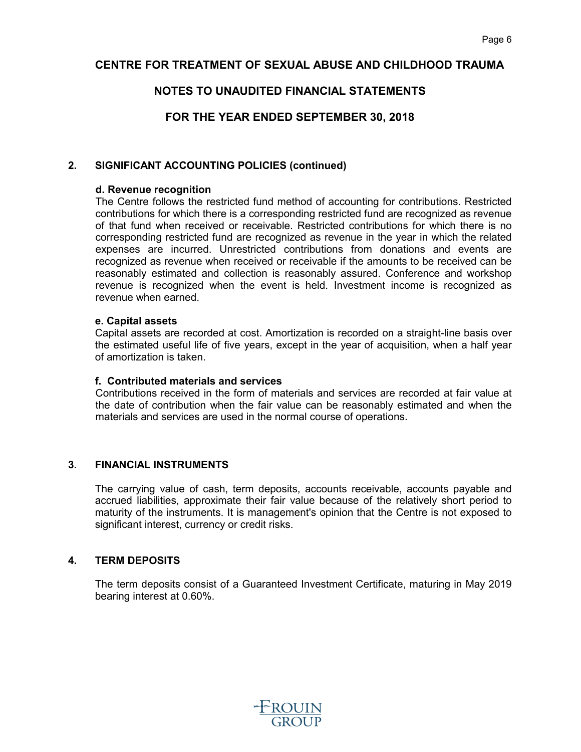# CENTRE FOR TREATMENT OF SEXUAL ABUSE AND CHILDHOOD TRAUMA

## NOTES TO UNAUDITED FINANCIAL STATEMENTS

## FOR THE YEAR ENDED SEPTEMBER 30, 2018

### 2. SIGNIFICANT ACCOUNTING POLICIES (continued)

**d. Revenue recognition**

The Centre follows the restricted fund method of accounting for contributions. Restricted contributions for which there is a corresponding restricted fund are recognized as revenue of that fund when received or receivable. Restricted contributions for which there is no corresponding restricted fund are recognized as revenue in the year in which the related expenses are incurred. Unrestricted contributions from donations and events are recognized as revenue when received or receivable if the amounts to be received can be reasonably estimated and collection is reasonably assured. Conference and workshop revenue is recognized when the event is held. Investment income is recognized as revenue when earned.

**e. Capital assets**

Capital assets are recorded at cost. Amortization is recorded on a straight-line basis over the estimated useful life of five years, except in the year of acquisition, when a half year of amortization is taken.

**f. Contributed materials and services**

Contributions received in the form of materials and services are recorded at fair value at the date of contribution when the fair value can be reasonably estimated and when the materials and services are used in the normal course of operations.

### 3. FINANCIAL INSTRUMENTS

The carrying value of cash, term deposits, accounts receivable, accounts payable and accrued liabilities, approximate their fair value because of the relatively short period to maturity of the instruments. It is management's opinion that the Centre is not exposed to significant interest, currency or credit risks.

### 4. TERM DEPOSITS

The term deposits consist of a Guaranteed Investment Certificate, maturing in May 2019 bearing interest at 0.60%.

FROUIN GROUP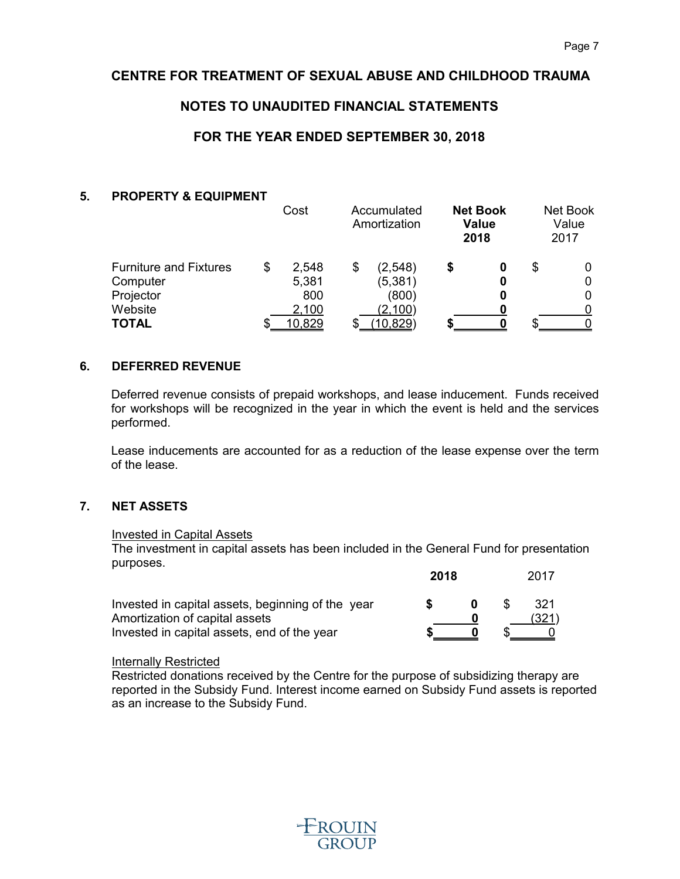# CENTRE FOR TREATMENT OF SEXUAL ABUSE AND CHILDHOOD TRAUMA

## NOTES TO UNAUDITED FINANCIAL STATEMENTS

## FOR THE YEAR ENDED SEPTEMBER 30, 2018

### 5. PROPERTY & EQUIPMENT

| | Cost | Accumulated Amortization | **Net Book Value 2018** | Net Book Value 2017 |
|---|---|---|---|---|
| Furniture and Fixtures | $ 2,548 | $ (2,548) | **$ 0** | $ 0 |
| Computer | 5,381 | (5,381) | **0** | 0 |
| Projector | 800 | (800) | **0** | 0 |
| Website | 2,100 | (2,100) | **0** | 0 |
| **TOTAL** | $ 10,829 | $ (10,829) | **$ 0** | $ 0 |

### 6. DEFERRED REVENUE

Deferred revenue consists of prepaid workshops, and lease inducement. Funds received for workshops will be recognized in the year in which the event is held and the services performed.

Lease inducements are accounted for as a reduction of the lease expense over the term of the lease.

### 7. NET ASSETS

Invested in Capital Assets

The investment in capital assets has been included in the General Fund for presentation purposes.

| | **2018** | 2017 |
|---|---|---|
| Invested in capital assets, beginning of the year | **$ 0** | $ 321 |
| Amortization of capital assets | **0** | (321) |
| Invested in capital assets, end of the year | **$ 0** | $ 0 |

Internally Restricted

Restricted donations received by the Centre for the purpose of subsidizing therapy are reported in the Subsidy Fund. Interest income earned on Subsidy Fund assets is reported as an increase to the Subsidy Fund.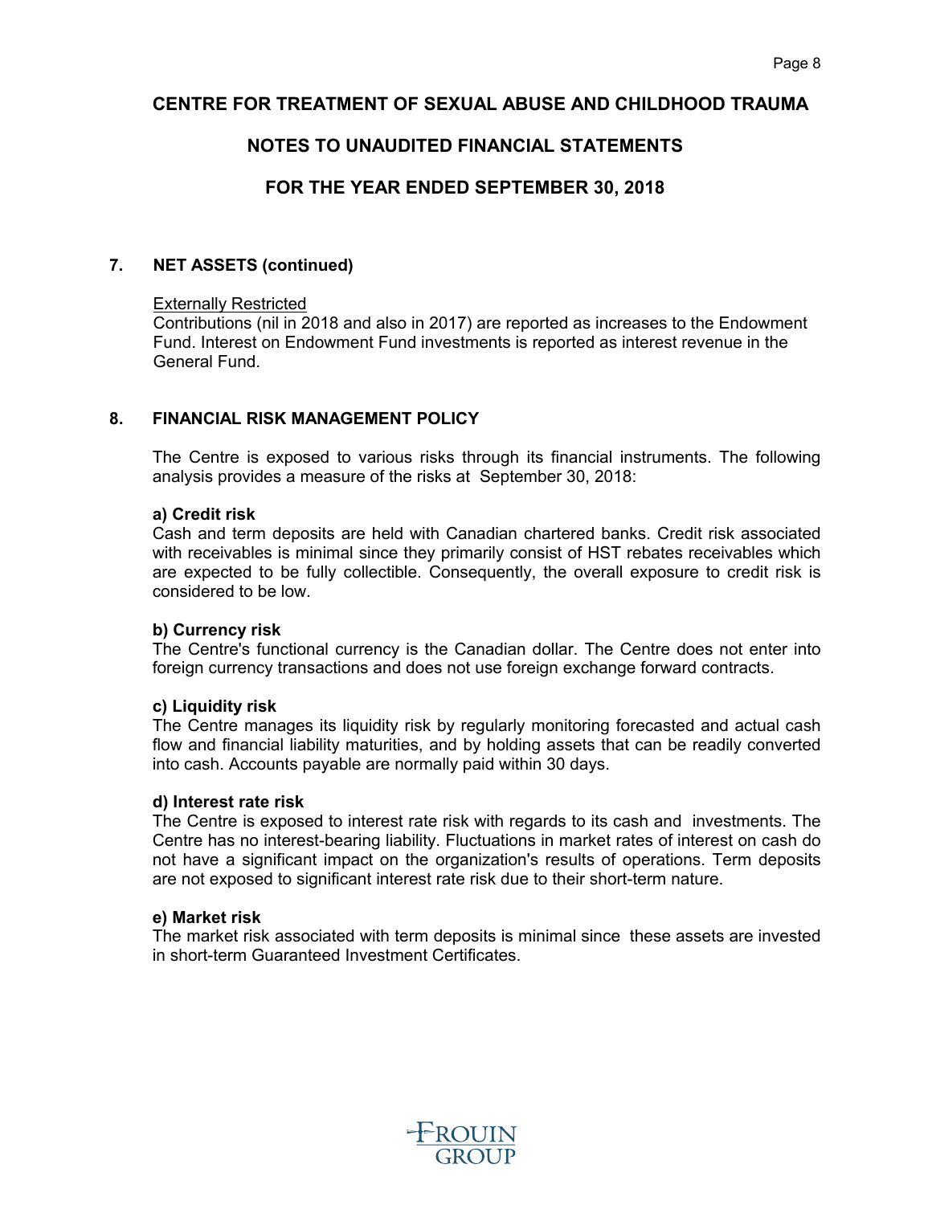# CENTRE FOR TREATMENT OF SEXUAL ABUSE AND CHILDHOOD TRAUMA

## NOTES TO UNAUDITED FINANCIAL STATEMENTS

## FOR THE YEAR ENDED SEPTEMBER 30, 2018

### 7. NET ASSETS (continued)

Externally Restricted

Contributions (nil in 2018 and also in 2017) are reported as increases to the Endowment Fund. Interest on Endowment Fund investments is reported as interest revenue in the General Fund.

### 8. FINANCIAL RISK MANAGEMENT POLICY

The Centre is exposed to various risks through its financial instruments. The following analysis provides a measure of the risks at September 30, 2018:

**a) Credit risk**

Cash and term deposits are held with Canadian chartered banks. Credit risk associated with receivables is minimal since they primarily consist of HST rebates receivables which are expected to be fully collectible. Consequently, the overall exposure to credit risk is considered to be low.

**b) Currency risk**

The Centre's functional currency is the Canadian dollar. The Centre does not enter into foreign currency transactions and does not use foreign exchange forward contracts.

**c) Liquidity risk**

The Centre manages its liquidity risk by regularly monitoring forecasted and actual cash flow and financial liability maturities, and by holding assets that can be readily converted into cash. Accounts payable are normally paid within 30 days.

**d) Interest rate risk**

The Centre is exposed to interest rate risk with regards to its cash and investments. The Centre has no interest-bearing liability. Fluctuations in market rates of interest on cash do not have a significant impact on the organization's results of operations. Term deposits are not exposed to significant interest rate risk due to their short-term nature.

**e) Market risk**

The market risk associated with term deposits is minimal since these assets are invested in short-term Guaranteed Investment Certificates.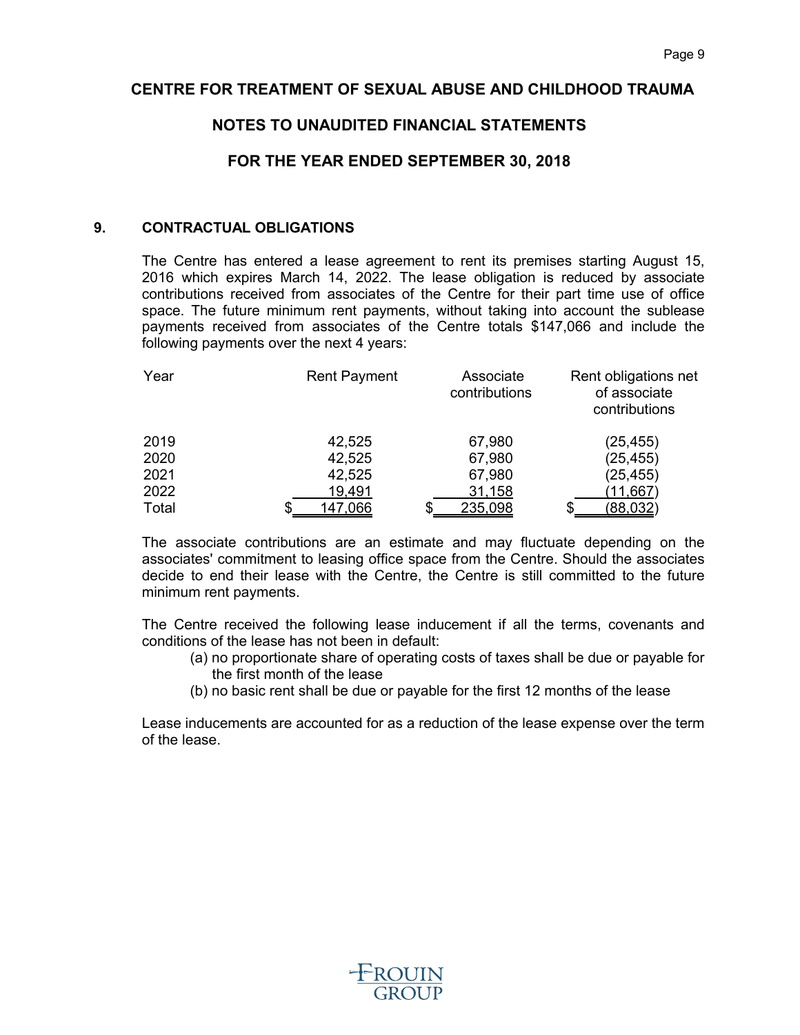**CENTRE FOR TREATMENT OF SEXUAL ABUSE AND CHILDHOOD TRAUMA**

**NOTES TO UNAUDITED FINANCIAL STATEMENTS**

**FOR THE YEAR ENDED SEPTEMBER 30, 2018**

## 9. CONTRACTUAL OBLIGATIONS

The Centre has entered a lease agreement to rent its premises starting August 15, 2016 which expires March 14, 2022. The lease obligation is reduced by associate contributions received from associates of the Centre for their part time use of office space. The future minimum rent payments, without taking into account the sublease payments received from associates of the Centre totals $147,066 and include the following payments over the next 4 years:

| Year | Rent Payment | Associate contributions | Rent obligations net of associate contributions |
|---|---|---|---|
| 2019 | 42,525 | 67,980 | (25,455) |
| 2020 | 42,525 | 67,980 | (25,455) |
| 2021 | 42,525 | 67,980 | (25,455) |
| 2022 | 19,491 | 31,158 | (11,667) |
| Total | $ 147,066 | $ 235,098 | $ (88,032) |

The associate contributions are an estimate and may fluctuate depending on the associates' commitment to leasing office space from the Centre. Should the associates decide to end their lease with the Centre, the Centre is still committed to the future minimum rent payments.

The Centre received the following lease inducement if all the terms, covenants and conditions of the lease has not been in default:

(a) no proportionate share of operating costs of taxes shall be due or payable for the first month of the lease
(b) no basic rent shall be due or payable for the first 12 months of the lease

Lease inducements are accounted for as a reduction of the lease expense over the term of the lease.